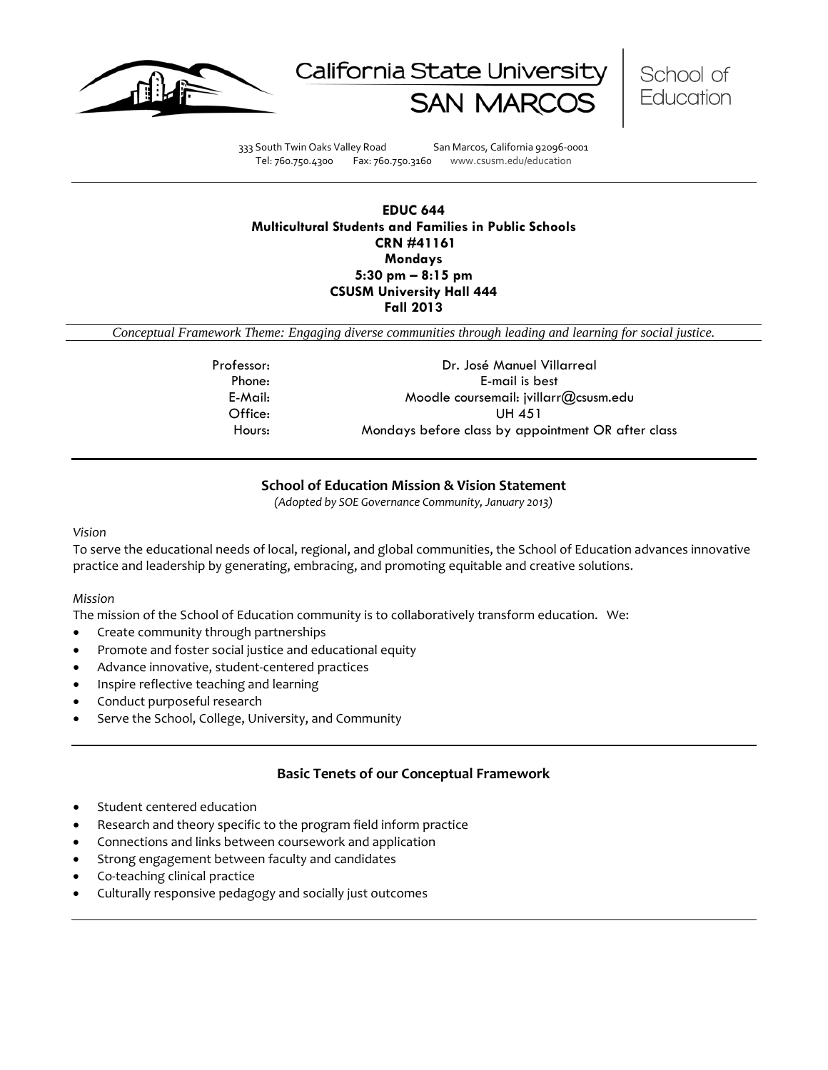California State University SAN MARCOS | School of Education

333 South Twin Oaks Valley Road San Marcos, California 92096-0001
Tel: 760.750.4300 Fax: 760.750.3160 www.csusm.edu/education

---

**EDUC 644**
**Multicultural Students and Families in Public Schools**
**CRN #41161**
**Mondays**
**5:30 pm – 8:15 pm**
**CSUSM University Hall 444**
**Fall 2013**

*Conceptual Framework Theme: Engaging diverse communities through leading and learning for social justice.*

| | |
|---|---|
| Professor: | Dr. José Manuel Villarreal |
| Phone: | E-mail is best |
| E-Mail: | Moodle coursemail: jvillarr@csusm.edu |
| Office: | UH 451 |
| Hours: | Mondays before class by appointment OR after class |

---

## School of Education Mission & Vision Statement

*(Adopted by SOE Governance Community, January 2013)*

*Vision*

To serve the educational needs of local, regional, and global communities, the School of Education advances innovative practice and leadership by generating, embracing, and promoting equitable and creative solutions.

*Mission*

The mission of the School of Education community is to collaboratively transform education. We:

- Create community through partnerships
- Promote and foster social justice and educational equity
- Advance innovative, student-centered practices
- Inspire reflective teaching and learning
- Conduct purposeful research
- Serve the School, College, University, and Community

---

## Basic Tenets of our Conceptual Framework

- Student centered education
- Research and theory specific to the program field inform practice
- Connections and links between coursework and application
- Strong engagement between faculty and candidates
- Co-teaching clinical practice
- Culturally responsive pedagogy and socially just outcomes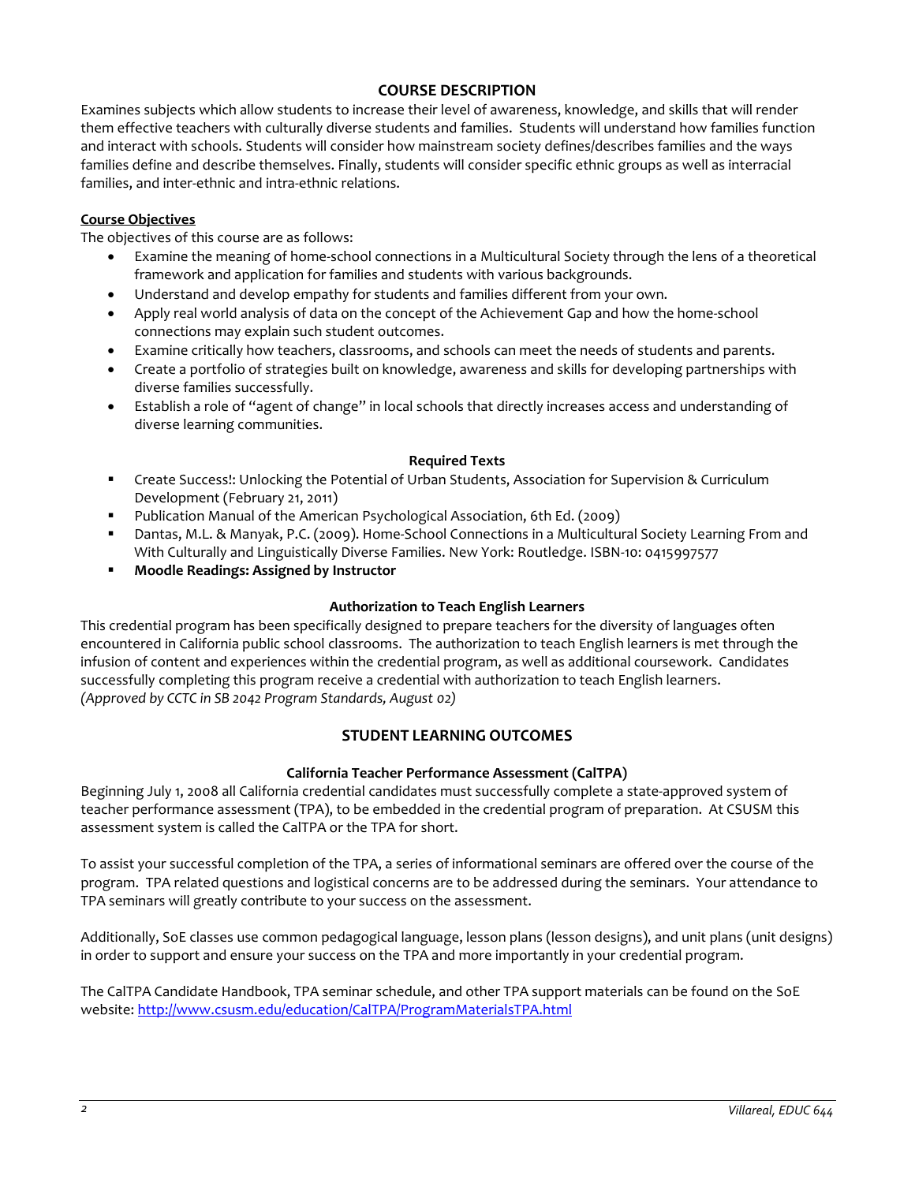## COURSE DESCRIPTION

Examines subjects which allow students to increase their level of awareness, knowledge, and skills that will render them effective teachers with culturally diverse students and families. Students will understand how families function and interact with schools. Students will consider how mainstream society defines/describes families and the ways families define and describe themselves. Finally, students will consider specific ethnic groups as well as interracial families, and inter-ethnic and intra-ethnic relations.

**Course Objectives**

The objectives of this course are as follows:

- Examine the meaning of home-school connections in a Multicultural Society through the lens of a theoretical framework and application for families and students with various backgrounds.
- Understand and develop empathy for students and families different from your own.
- Apply real world analysis of data on the concept of the Achievement Gap and how the home-school connections may explain such student outcomes.
- Examine critically how teachers, classrooms, and schools can meet the needs of students and parents.
- Create a portfolio of strategies built on knowledge, awareness and skills for developing partnerships with diverse families successfully.
- Establish a role of "agent of change" in local schools that directly increases access and understanding of diverse learning communities.

### Required Texts

- Create Success!: Unlocking the Potential of Urban Students, Association for Supervision & Curriculum Development (February 21, 2011)
- Publication Manual of the American Psychological Association, 6th Ed. (2009)
- Dantas, M.L. & Manyak, P.C. (2009). Home-School Connections in a Multicultural Society Learning From and With Culturally and Linguistically Diverse Families. New York: Routledge. ISBN-10: 0415997577
- **Moodle Readings: Assigned by Instructor**

### Authorization to Teach English Learners

This credential program has been specifically designed to prepare teachers for the diversity of languages often encountered in California public school classrooms. The authorization to teach English learners is met through the infusion of content and experiences within the credential program, as well as additional coursework. Candidates successfully completing this program receive a credential with authorization to teach English learners.
*(Approved by CCTC in SB 2042 Program Standards, August 02)*

## STUDENT LEARNING OUTCOMES

### California Teacher Performance Assessment (CalTPA)

Beginning July 1, 2008 all California credential candidates must successfully complete a state-approved system of teacher performance assessment (TPA), to be embedded in the credential program of preparation. At CSUSM this assessment system is called the CalTPA or the TPA for short.

To assist your successful completion of the TPA, a series of informational seminars are offered over the course of the program. TPA related questions and logistical concerns are to be addressed during the seminars. Your attendance to TPA seminars will greatly contribute to your success on the assessment.

Additionally, SoE classes use common pedagogical language, lesson plans (lesson designs), and unit plans (unit designs) in order to support and ensure your success on the TPA and more importantly in your credential program.

The CalTPA Candidate Handbook, TPA seminar schedule, and other TPA support materials can be found on the SoE website: http://www.csusm.edu/education/CalTPA/ProgramMaterialsTPA.html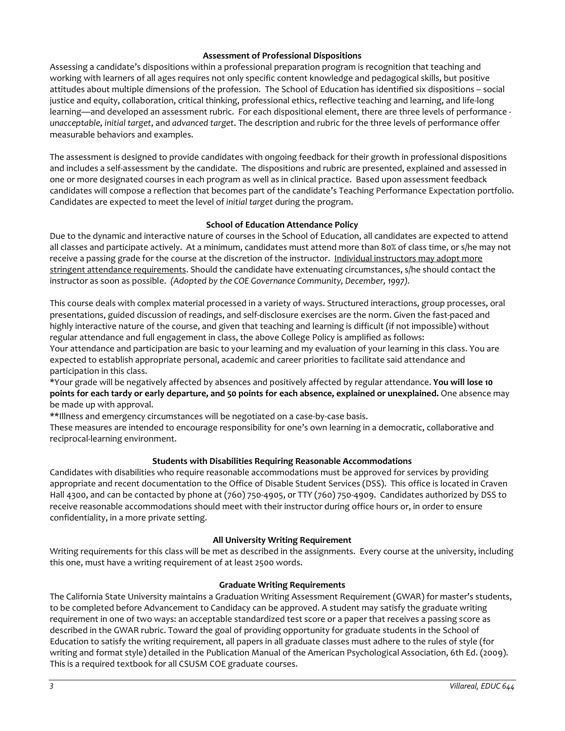### Assessment of Professional Dispositions

Assessing a candidate's dispositions within a professional preparation program is recognition that teaching and working with learners of all ages requires not only specific content knowledge and pedagogical skills, but positive attitudes about multiple dimensions of the profession. The School of Education has identified six dispositions – social justice and equity, collaboration, critical thinking, professional ethics, reflective teaching and learning, and life-long learning—and developed an assessment rubric. For each dispositional element, there are three levels of performance - *unacceptable*, *initial target*, and *advanced target*. The description and rubric for the three levels of performance offer measurable behaviors and examples.

The assessment is designed to provide candidates with ongoing feedback for their growth in professional dispositions and includes a self-assessment by the candidate. The dispositions and rubric are presented, explained and assessed in one or more designated courses in each program as well as in clinical practice. Based upon assessment feedback candidates will compose a reflection that becomes part of the candidate's Teaching Performance Expectation portfolio. Candidates are expected to meet the level of *initial target* during the program.

### School of Education Attendance Policy

Due to the dynamic and interactive nature of courses in the School of Education, all candidates are expected to attend all classes and participate actively. At a minimum, candidates must attend more than 80% of class time, or s/he may not receive a passing grade for the course at the discretion of the instructor. Individual instructors may adopt more stringent attendance requirements. Should the candidate have extenuating circumstances, s/he should contact the instructor as soon as possible. *(Adopted by the COE Governance Community, December, 1997).*

This course deals with complex material processed in a variety of ways. Structured interactions, group processes, oral presentations, guided discussion of readings, and self-disclosure exercises are the norm. Given the fast-paced and highly interactive nature of the course, and given that teaching and learning is difficult (if not impossible) without regular attendance and full engagement in class, the above College Policy is amplified as follows:
Your attendance and participation are basic to your learning and my evaluation of your learning in this class. You are expected to establish appropriate personal, academic and career priorities to facilitate said attendance and participation in this class.
*Your grade will be negatively affected by absences and positively affected by regular attendance. **You will lose 10 points for each tardy or early departure, and 50 points for each absence, explained or unexplained.** One absence may be made up with approval.
**Illness and emergency circumstances will be negotiated on a case-by-case basis.
These measures are intended to encourage responsibility for one's own learning in a democratic, collaborative and reciprocal-learning environment.

### Students with Disabilities Requiring Reasonable Accommodations

Candidates with disabilities who require reasonable accommodations must be approved for services by providing appropriate and recent documentation to the Office of Disable Student Services (DSS). This office is located in Craven Hall 4300, and can be contacted by phone at (760) 750-4905, or TTY (760) 750-4909. Candidates authorized by DSS to receive reasonable accommodations should meet with their instructor during office hours or, in order to ensure confidentiality, in a more private setting.

### All University Writing Requirement

Writing requirements for this class will be met as described in the assignments. Every course at the university, including this one, must have a writing requirement of at least 2500 words.

### Graduate Writing Requirements

The California State University maintains a Graduation Writing Assessment Requirement (GWAR) for master's students, to be completed before Advancement to Candidacy can be approved. A student may satisfy the graduate writing requirement in one of two ways: an acceptable standardized test score or a paper that receives a passing score as described in the GWAR rubric. Toward the goal of providing opportunity for graduate students in the School of Education to satisfy the writing requirement, all papers in all graduate classes must adhere to the rules of style (for writing and format style) detailed in the Publication Manual of the American Psychological Association, 6th Ed. (2009). This is a required textbook for all CSUSM COE graduate courses.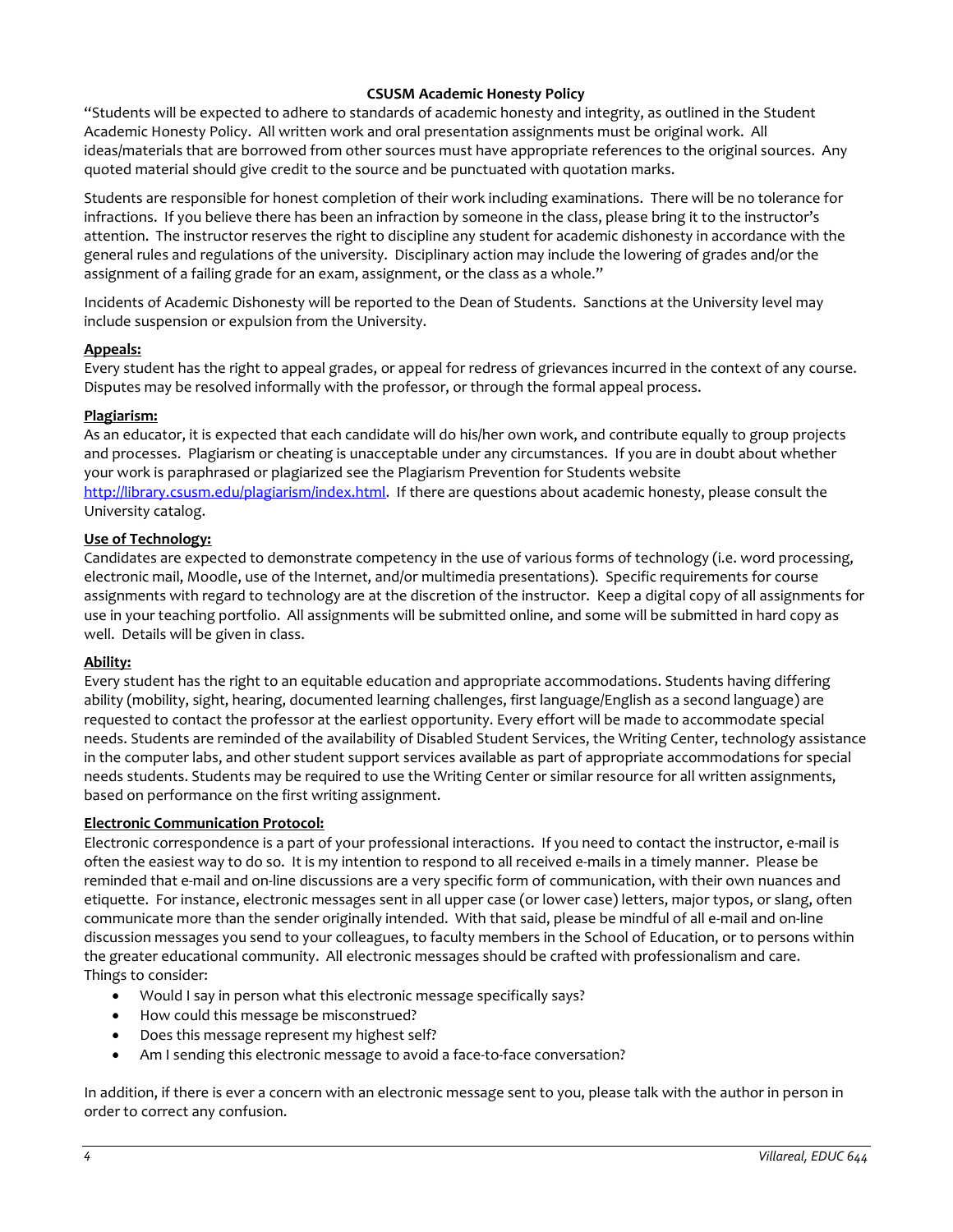**CSUSM Academic Honesty Policy**

"Students will be expected to adhere to standards of academic honesty and integrity, as outlined in the Student Academic Honesty Policy. All written work and oral presentation assignments must be original work. All ideas/materials that are borrowed from other sources must have appropriate references to the original sources. Any quoted material should give credit to the source and be punctuated with quotation marks.

Students are responsible for honest completion of their work including examinations. There will be no tolerance for infractions. If you believe there has been an infraction by someone in the class, please bring it to the instructor's attention. The instructor reserves the right to discipline any student for academic dishonesty in accordance with the general rules and regulations of the university. Disciplinary action may include the lowering of grades and/or the assignment of a failing grade for an exam, assignment, or the class as a whole."

Incidents of Academic Dishonesty will be reported to the Dean of Students. Sanctions at the University level may include suspension or expulsion from the University.

**Appeals:**

Every student has the right to appeal grades, or appeal for redress of grievances incurred in the context of any course. Disputes may be resolved informally with the professor, or through the formal appeal process.

**Plagiarism:**

As an educator, it is expected that each candidate will do his/her own work, and contribute equally to group projects and processes. Plagiarism or cheating is unacceptable under any circumstances. If you are in doubt about whether your work is paraphrased or plagiarized see the Plagiarism Prevention for Students website [http://library.csusm.edu/plagiarism/index.html](http://library.csusm.edu/plagiarism/index.html). If there are questions about academic honesty, please consult the University catalog.

**Use of Technology:**

Candidates are expected to demonstrate competency in the use of various forms of technology (i.e. word processing, electronic mail, Moodle, use of the Internet, and/or multimedia presentations). Specific requirements for course assignments with regard to technology are at the discretion of the instructor. Keep a digital copy of all assignments for use in your teaching portfolio. All assignments will be submitted online, and some will be submitted in hard copy as well. Details will be given in class.

**Ability:**

Every student has the right to an equitable education and appropriate accommodations. Students having differing ability (mobility, sight, hearing, documented learning challenges, first language/English as a second language) are requested to contact the professor at the earliest opportunity. Every effort will be made to accommodate special needs. Students are reminded of the availability of Disabled Student Services, the Writing Center, technology assistance in the computer labs, and other student support services available as part of appropriate accommodations for special needs students. Students may be required to use the Writing Center or similar resource for all written assignments, based on performance on the first writing assignment.

**Electronic Communication Protocol:**

Electronic correspondence is a part of your professional interactions. If you need to contact the instructor, e-mail is often the easiest way to do so. It is my intention to respond to all received e-mails in a timely manner. Please be reminded that e-mail and on-line discussions are a very specific form of communication, with their own nuances and etiquette. For instance, electronic messages sent in all upper case (or lower case) letters, major typos, or slang, often communicate more than the sender originally intended. With that said, please be mindful of all e-mail and on-line discussion messages you send to your colleagues, to faculty members in the School of Education, or to persons within the greater educational community. All electronic messages should be crafted with professionalism and care.
Things to consider:

- Would I say in person what this electronic message specifically says?
- How could this message be misconstrued?
- Does this message represent my highest self?
- Am I sending this electronic message to avoid a face-to-face conversation?

In addition, if there is ever a concern with an electronic message sent to you, please talk with the author in person in order to correct any confusion.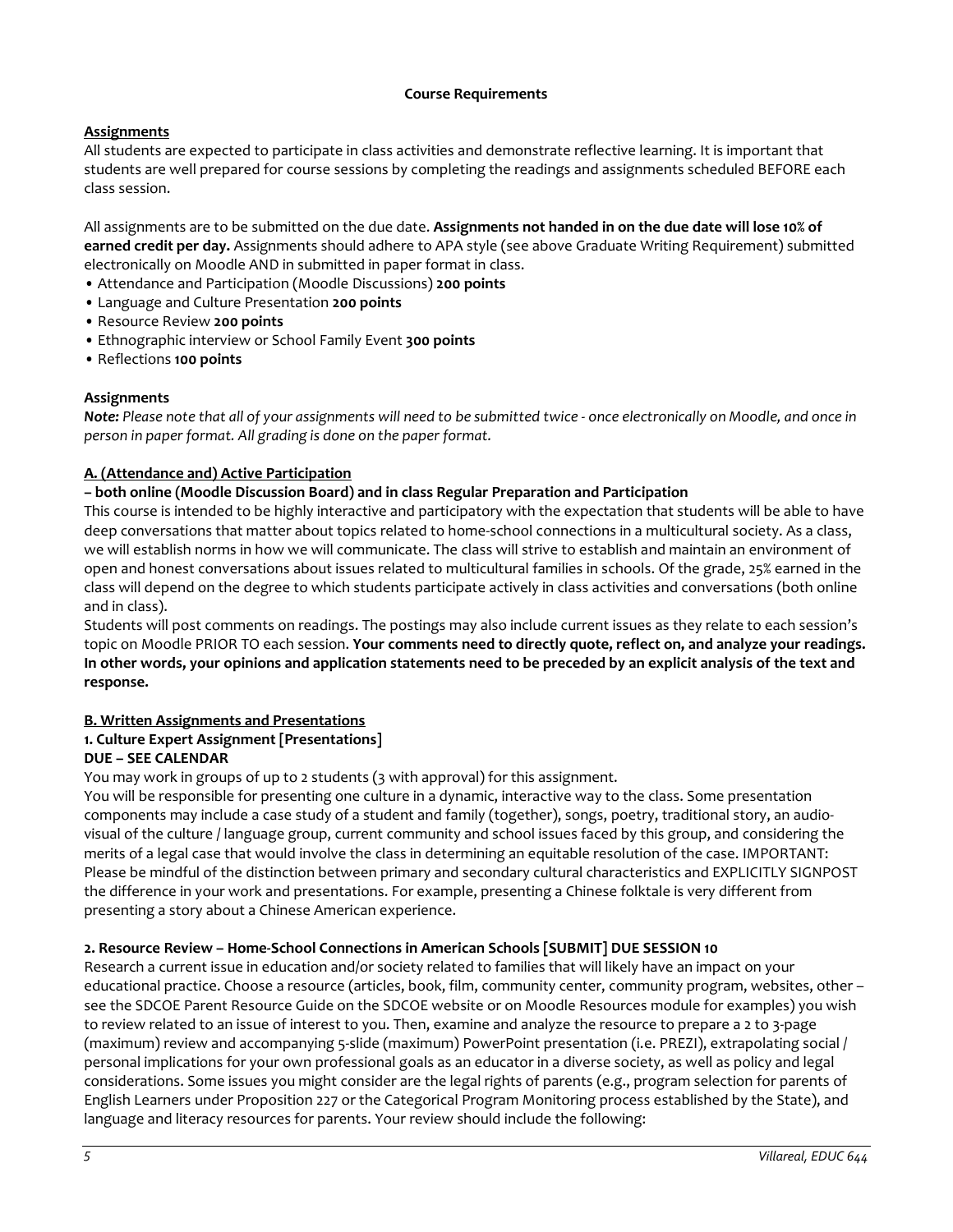## Course Requirements

### Assignments

All students are expected to participate in class activities and demonstrate reflective learning. It is important that students are well prepared for course sessions by completing the readings and assignments scheduled BEFORE each class session.

All assignments are to be submitted on the due date. **Assignments not handed in on the due date will lose 10% of earned credit per day.** Assignments should adhere to APA style (see above Graduate Writing Requirement) submitted electronically on Moodle AND in submitted in paper format in class.

- Attendance and Participation (Moodle Discussions) **200 points**
- Language and Culture Presentation **200 points**
- Resource Review **200 points**
- Ethnographic interview or School Family Event **300 points**
- Reflections **100 points**

### Assignments

***Note:*** *Please note that all of your assignments will need to be submitted twice - once electronically on Moodle, and once in person in paper format. All grading is done on the paper format.*

#### A. (Attendance and) Active Participation

**– both online (Moodle Discussion Board) and in class Regular Preparation and Participation**

This course is intended to be highly interactive and participatory with the expectation that students will be able to have deep conversations that matter about topics related to home-school connections in a multicultural society. As a class, we will establish norms in how we will communicate. The class will strive to establish and maintain an environment of open and honest conversations about issues related to multicultural families in schools. Of the grade, 25% earned in the class will depend on the degree to which students participate actively in class activities and conversations (both online and in class).

Students will post comments on readings. The postings may also include current issues as they relate to each session's topic on Moodle PRIOR TO each session. **Your comments need to directly quote, reflect on, and analyze your readings. In other words, your opinions and application statements need to be preceded by an explicit analysis of the text and response.**

#### B. Written Assignments and Presentations

**1. Culture Expert Assignment [Presentations]**
**DUE – SEE CALENDAR**

You may work in groups of up to 2 students (3 with approval) for this assignment.

You will be responsible for presenting one culture in a dynamic, interactive way to the class. Some presentation components may include a case study of a student and family (together), songs, poetry, traditional story, an audio-visual of the culture / language group, current community and school issues faced by this group, and considering the merits of a legal case that would involve the class in determining an equitable resolution of the case. IMPORTANT: Please be mindful of the distinction between primary and secondary cultural characteristics and EXPLICITLY SIGNPOST the difference in your work and presentations. For example, presenting a Chinese folktale is very different from presenting a story about a Chinese American experience.

**2. Resource Review – Home-School Connections in American Schools [SUBMIT] DUE SESSION 10**

Research a current issue in education and/or society related to families that will likely have an impact on your educational practice. Choose a resource (articles, book, film, community center, community program, websites, other – see the SDCOE Parent Resource Guide on the SDCOE website or on Moodle Resources module for examples) you wish to review related to an issue of interest to you. Then, examine and analyze the resource to prepare a 2 to 3-page (maximum) review and accompanying 5-slide (maximum) PowerPoint presentation (i.e. PREZI), extrapolating social / personal implications for your own professional goals as an educator in a diverse society, as well as policy and legal considerations. Some issues you might consider are the legal rights of parents (e.g., program selection for parents of English Learners under Proposition 227 or the Categorical Program Monitoring process established by the State), and language and literacy resources for parents. Your review should include the following: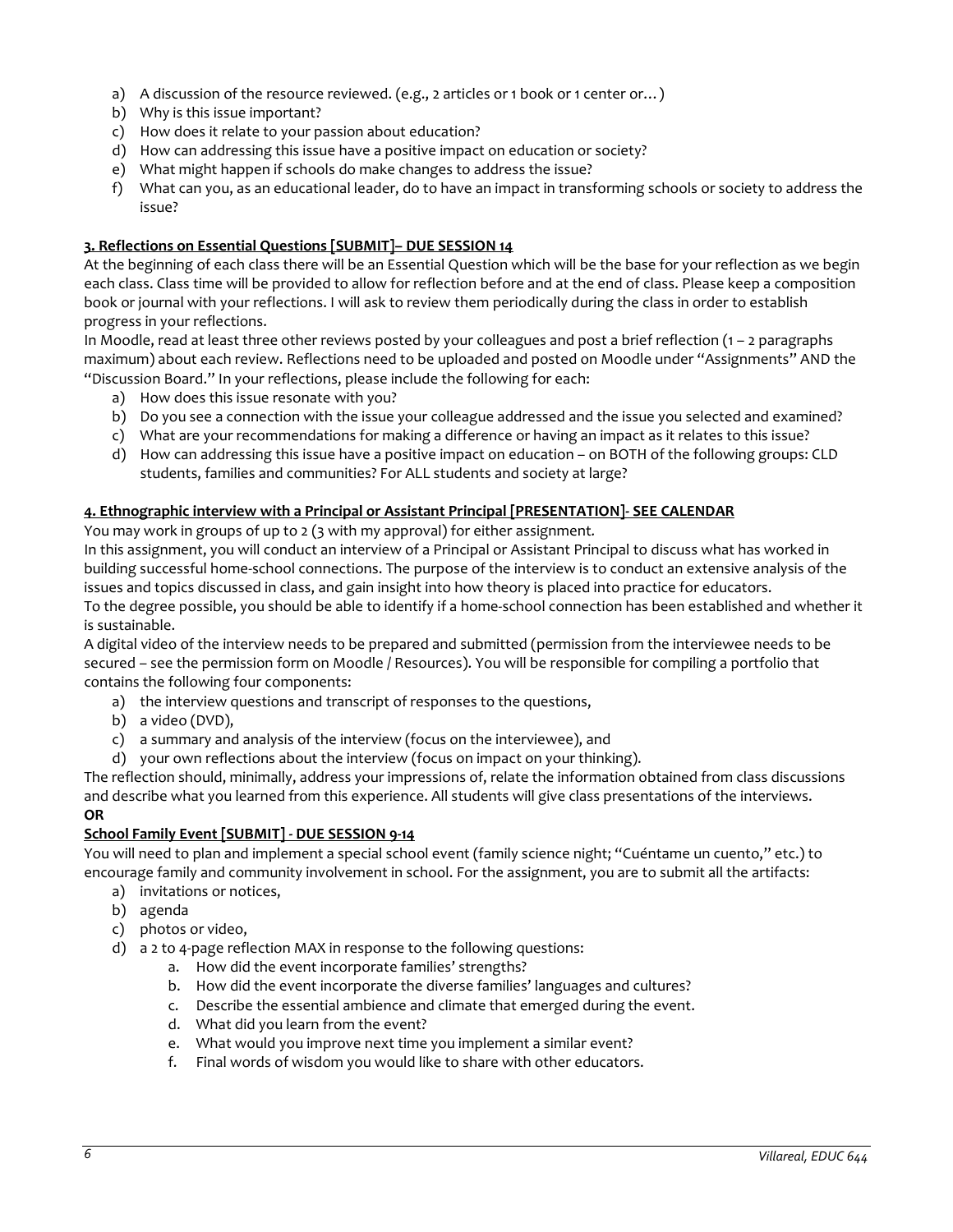a) A discussion of the resource reviewed. (e.g., 2 articles or 1 book or 1 center or…)
b) Why is this issue important?
c) How does it relate to your passion about education?
d) How can addressing this issue have a positive impact on education or society?
e) What might happen if schools do make changes to address the issue?
f) What can you, as an educational leader, do to have an impact in transforming schools or society to address the issue?

**3. Reflections on Essential Questions [SUBMIT]– DUE SESSION 14**

At the beginning of each class there will be an Essential Question which will be the base for your reflection as we begin each class. Class time will be provided to allow for reflection before and at the end of class. Please keep a composition book or journal with your reflections. I will ask to review them periodically during the class in order to establish progress in your reflections.

In Moodle, read at least three other reviews posted by your colleagues and post a brief reflection (1 – 2 paragraphs maximum) about each review. Reflections need to be uploaded and posted on Moodle under "Assignments" AND the "Discussion Board." In your reflections, please include the following for each:

a) How does this issue resonate with you?
b) Do you see a connection with the issue your colleague addressed and the issue you selected and examined?
c) What are your recommendations for making a difference or having an impact as it relates to this issue?
d) How can addressing this issue have a positive impact on education – on BOTH of the following groups: CLD students, families and communities? For ALL students and society at large?

**4. Ethnographic interview with a Principal or Assistant Principal [PRESENTATION]- SEE CALENDAR**

You may work in groups of up to 2 (3 with my approval) for either assignment.

In this assignment, you will conduct an interview of a Principal or Assistant Principal to discuss what has worked in building successful home-school connections. The purpose of the interview is to conduct an extensive analysis of the issues and topics discussed in class, and gain insight into how theory is placed into practice for educators.

To the degree possible, you should be able to identify if a home-school connection has been established and whether it is sustainable.

A digital video of the interview needs to be prepared and submitted (permission from the interviewee needs to be secured – see the permission form on Moodle / Resources). You will be responsible for compiling a portfolio that contains the following four components:

a) the interview questions and transcript of responses to the questions,
b) a video (DVD),
c) a summary and analysis of the interview (focus on the interviewee), and
d) your own reflections about the interview (focus on impact on your thinking).

The reflection should, minimally, address your impressions of, relate the information obtained from class discussions and describe what you learned from this experience. All students will give class presentations of the interviews.

**OR**

**School Family Event [SUBMIT] - DUE SESSION 9-14**

You will need to plan and implement a special school event (family science night; "Cuéntame un cuento," etc.) to encourage family and community involvement in school. For the assignment, you are to submit all the artifacts:

a) invitations or notices,
b) agenda
c) photos or video,
d) a 2 to 4-page reflection MAX in response to the following questions:
   a. How did the event incorporate families' strengths?
   b. How did the event incorporate the diverse families' languages and cultures?
   c. Describe the essential ambience and climate that emerged during the event.
   d. What did you learn from the event?
   e. What would you improve next time you implement a similar event?
   f. Final words of wisdom you would like to share with other educators.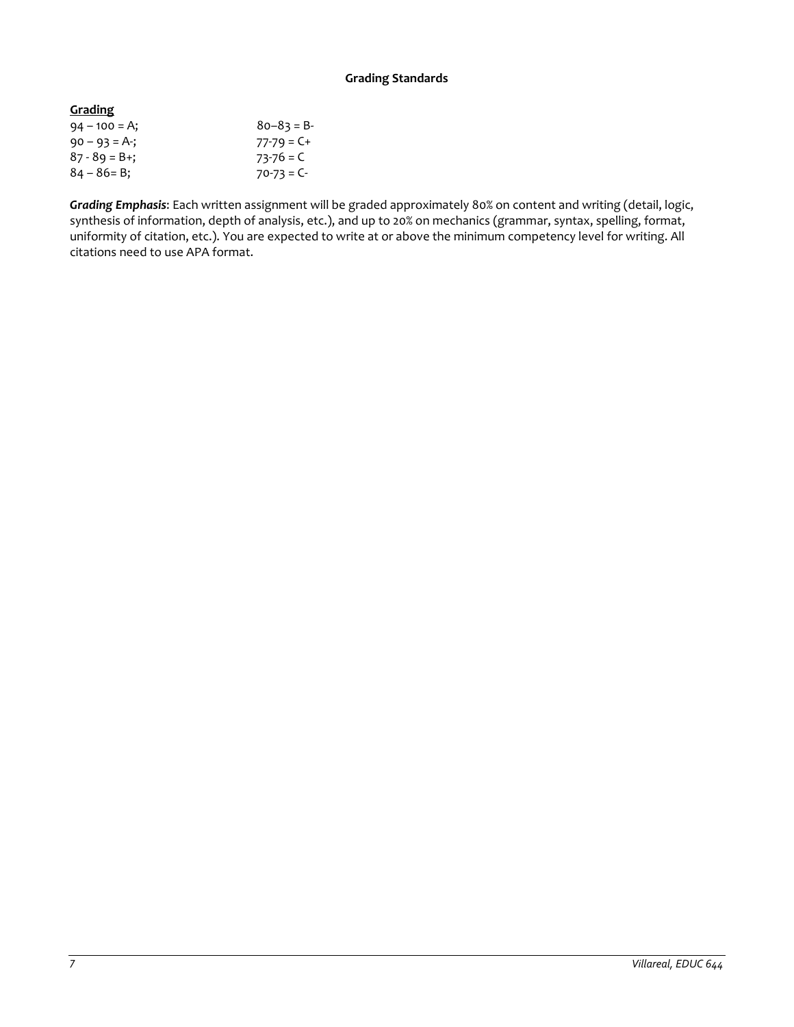### Grading Standards

**Grading**

| | |
|---|---|
| 94 – 100 = A; | 80–83 = B- |
| 90 – 93 = A-; | 77-79 = C+ |
| 87 - 89 = B+; | 73-76 = C |
| 84 – 86= B; | 70-73 = C- |

***Grading Emphasis***: Each written assignment will be graded approximately 80% on content and writing (detail, logic, synthesis of information, depth of analysis, etc.), and up to 20% on mechanics (grammar, syntax, spelling, format, uniformity of citation, etc.). You are expected to write at or above the minimum competency level for writing. All citations need to use APA format.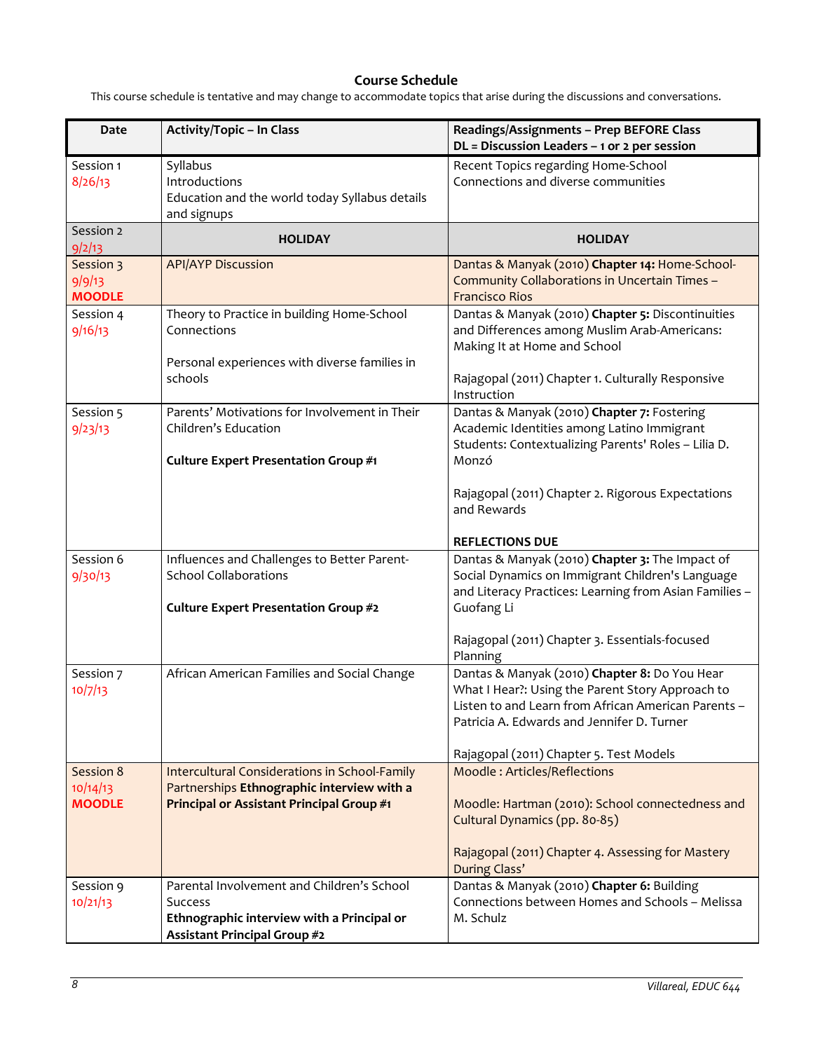**Course Schedule**

This course schedule is tentative and may change to accommodate topics that arise during the discussions and conversations.

| Date | Activity/Topic – In Class | Readings/Assignments – Prep BEFORE Class<br>DL = Discussion Leaders – 1 or 2 per session |
|---|---|---|
| Session 1<br>8/26/13 | Syllabus<br>Introductions<br>Education and the world today Syllabus details and signups | Recent Topics regarding Home-School Connections and diverse communities |
| Session 2<br>9/2/13 | **HOLIDAY** | **HOLIDAY** |
| Session 3<br>9/9/13<br>**MOODLE** | API/AYP Discussion | Dantas & Manyak (2010) **Chapter 14:** Home-School-Community Collaborations in Uncertain Times – Francisco Rios |
| Session 4<br>9/16/13 | Theory to Practice in building Home-School Connections<br><br>Personal experiences with diverse families in schools | Dantas & Manyak (2010) **Chapter 5:** Discontinuities and Differences among Muslim Arab-Americans: Making It at Home and School<br><br>Rajagopal (2011) Chapter 1. Culturally Responsive Instruction |
| Session 5<br>9/23/13 | Parents' Motivations for Involvement in Their Children's Education<br><br>**Culture Expert Presentation Group #1** | Dantas & Manyak (2010) **Chapter 7:** Fostering Academic Identities among Latino Immigrant Students: Contextualizing Parents' Roles – Lilia D. Monzó<br><br>Rajagopal (2011) Chapter 2. Rigorous Expectations and Rewards<br><br>**REFLECTIONS DUE** |
| Session 6<br>9/30/13 | Influences and Challenges to Better Parent-School Collaborations<br><br>**Culture Expert Presentation Group #2** | Dantas & Manyak (2010) **Chapter 3:** The Impact of Social Dynamics on Immigrant Children's Language and Literacy Practices: Learning from Asian Families – Guofang Li<br><br>Rajagopal (2011) Chapter 3. Essentials-focused Planning |
| Session 7<br>10/7/13 | African American Families and Social Change | Dantas & Manyak (2010) **Chapter 8:** Do You Hear What I Hear?: Using the Parent Story Approach to Listen to and Learn from African American Parents – Patricia A. Edwards and Jennifer D. Turner<br><br>Rajagopal (2011) Chapter 5. Test Models |
| Session 8<br>10/14/13<br>**MOODLE** | Intercultural Considerations in School-Family Partnerships **Ethnographic interview with a Principal or Assistant Principal Group #1** | Moodle : Articles/Reflections<br><br>Moodle: Hartman (2010): School connectedness and Cultural Dynamics (pp. 80-85)<br><br>Rajagopal (2011) Chapter 4. Assessing for Mastery During Class' |
| Session 9<br>10/21/13 | Parental Involvement and Children's School Success<br>**Ethnographic interview with a Principal or Assistant Principal Group #2** | Dantas & Manyak (2010) **Chapter 6:** Building Connections between Homes and Schools – Melissa M. Schulz |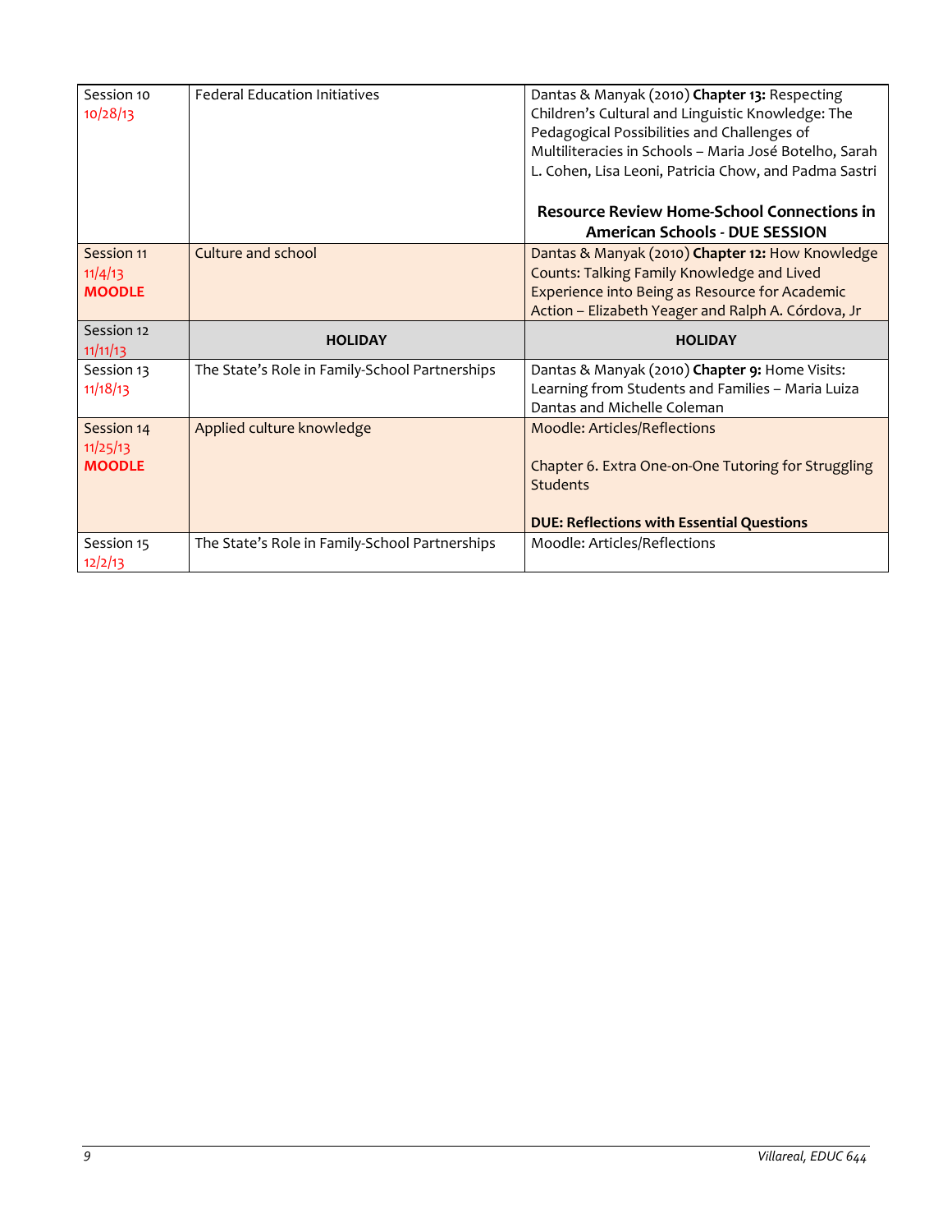| | | |
|---|---|---|
| Session 10<br>10/28/13 | Federal Education Initiatives | Dantas & Manyak (2010) **Chapter 13:** Respecting Children's Cultural and Linguistic Knowledge: The Pedagogical Possibilities and Challenges of Multiliteracies in Schools – Maria José Botelho, Sarah L. Cohen, Lisa Leoni, Patricia Chow, and Padma Sastri<br><br>**Resource Review Home-School Connections in American Schools - DUE SESSION** |
| Session 11<br>11/4/13<br>**MOODLE** | Culture and school | Dantas & Manyak (2010) **Chapter 12:** How Knowledge Counts: Talking Family Knowledge and Lived Experience into Being as Resource for Academic Action – Elizabeth Yeager and Ralph A. Córdova, Jr |
| Session 12<br>11/11/13 | **HOLIDAY** | **HOLIDAY** |
| Session 13<br>11/18/13 | The State's Role in Family-School Partnerships | Dantas & Manyak (2010) **Chapter 9:** Home Visits: Learning from Students and Families – Maria Luiza Dantas and Michelle Coleman |
| Session 14<br>11/25/13<br>**MOODLE** | Applied culture knowledge | Moodle: Articles/Reflections<br><br>Chapter 6. Extra One-on-One Tutoring for Struggling Students<br><br>**DUE: Reflections with Essential Questions** |
| Session 15<br>12/2/13 | The State's Role in Family-School Partnerships | Moodle: Articles/Reflections |